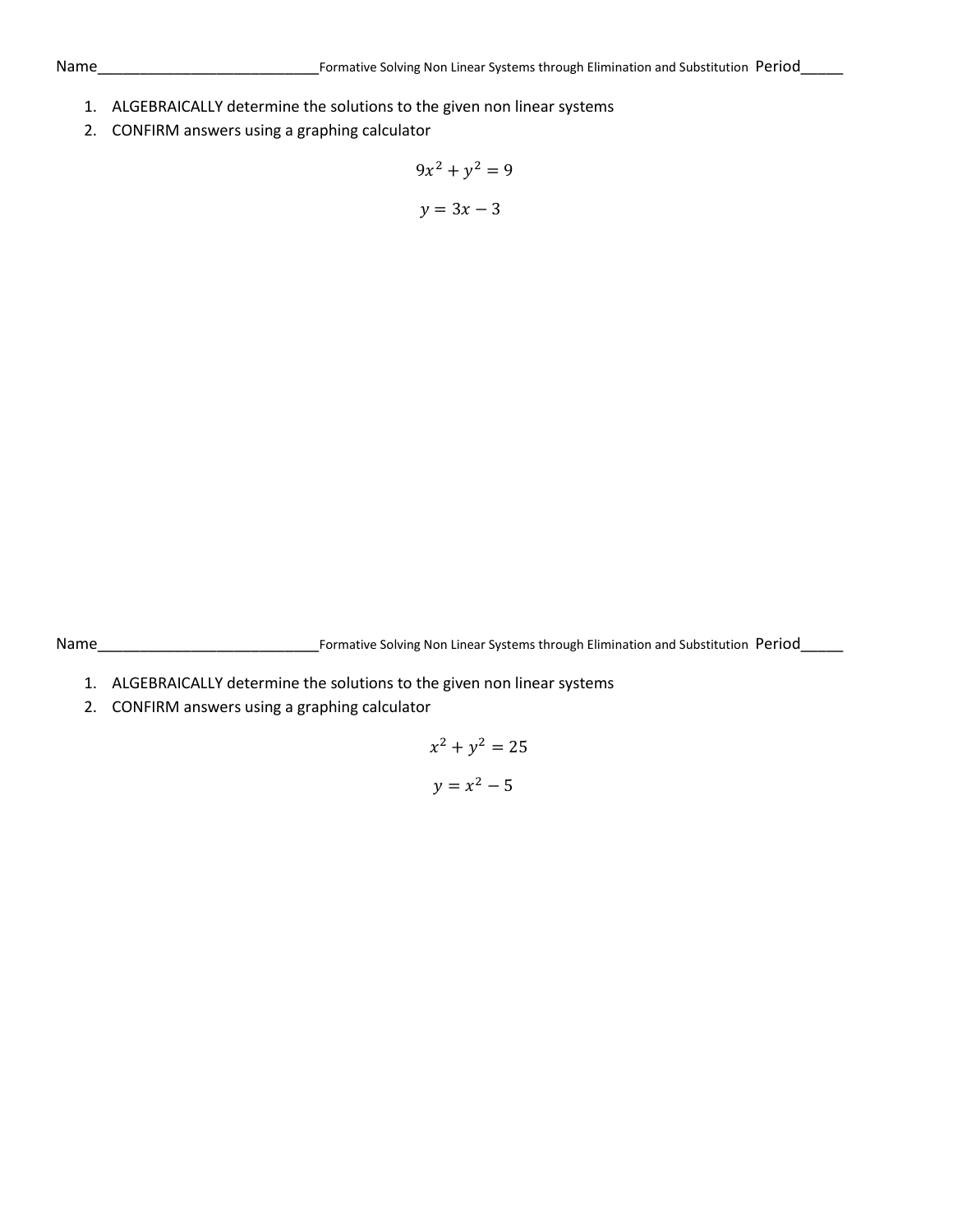Name\_\_\_\_\_\_\_\_\_\_\_\_\_\_\_\_\_\_\_\_\_\_\_\_\_\_\_\_Formative Solving Non Linear Systems through Elimination and Substitution Period\_\_\_\_\_

1. ALGEBRAICALLY determine the solutions to the given non linear systems
2. CONFIRM answers using a graphing calculator

$$9x^2 + y^2 = 9$$

$$y = 3x - 3$$

Name\_\_\_\_\_\_\_\_\_\_\_\_\_\_\_\_\_\_\_\_\_\_\_\_\_\_\_\_Formative Solving Non Linear Systems through Elimination and Substitution Period\_\_\_\_\_

1. ALGEBRAICALLY determine the solutions to the given non linear systems
2. CONFIRM answers using a graphing calculator

$$x^2 + y^2 = 25$$

$$y = x^2 - 5$$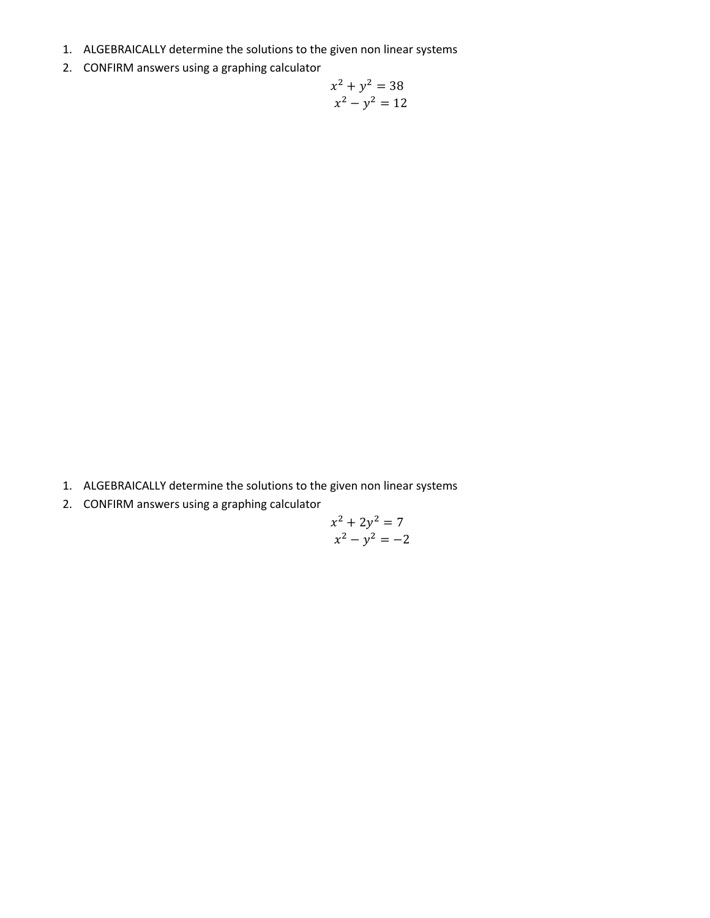1. ALGEBRAICALLY determine the solutions to the given non linear systems
2. CONFIRM answers using a graphing calculator

$$x^2 + y^2 = 38$$
$$x^2 - y^2 = 12$$

1. ALGEBRAICALLY determine the solutions to the given non linear systems
2. CONFIRM answers using a graphing calculator

$$x^2 + 2y^2 = 7$$
$$x^2 - y^2 = -2$$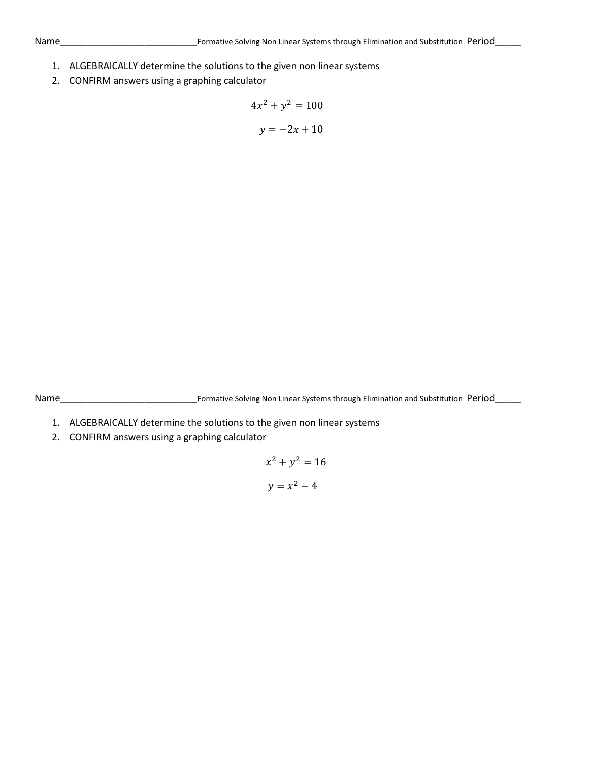Name___________________________Formative Solving Non Linear Systems through Elimination and Substitution Period_____

1. ALGEBRAICALLY determine the solutions to the given non linear systems
2. CONFIRM answers using a graphing calculator

$$4x^2 + y^2 = 100$$

$$y = -2x + 10$$

Name___________________________Formative Solving Non Linear Systems through Elimination and Substitution Period_____

1. ALGEBRAICALLY determine the solutions to the given non linear systems
2. CONFIRM answers using a graphing calculator

$$x^2 + y^2 = 16$$

$$y = x^2 - 4$$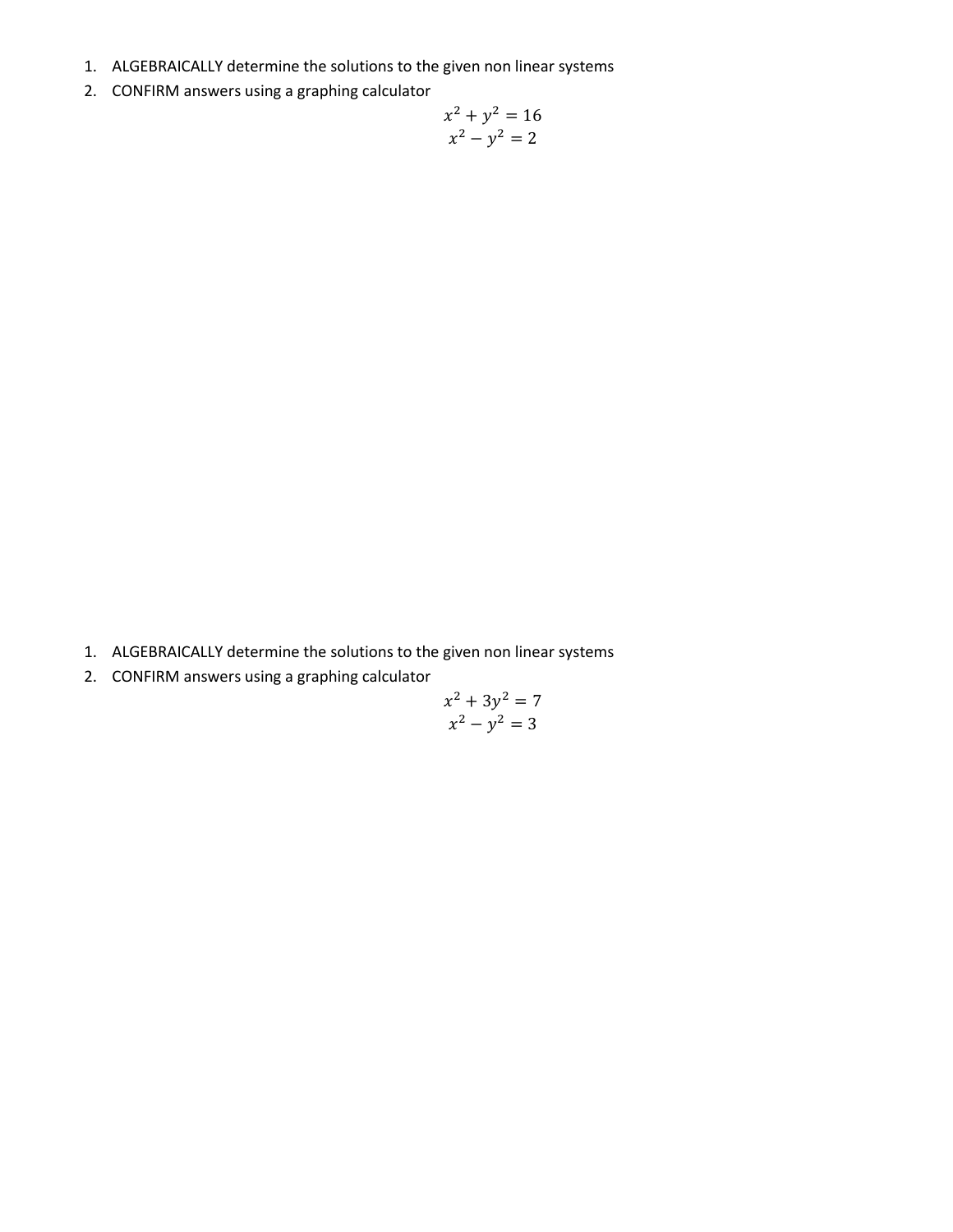1. ALGEBRAICALLY determine the solutions to the given non linear systems
2. CONFIRM answers using a graphing calculator

$$x^2 + y^2 = 16$$
$$x^2 - y^2 = 2$$

1. ALGEBRAICALLY determine the solutions to the given non linear systems
2. CONFIRM answers using a graphing calculator

$$x^2 + 3y^2 = 7$$
$$x^2 - y^2 = 3$$